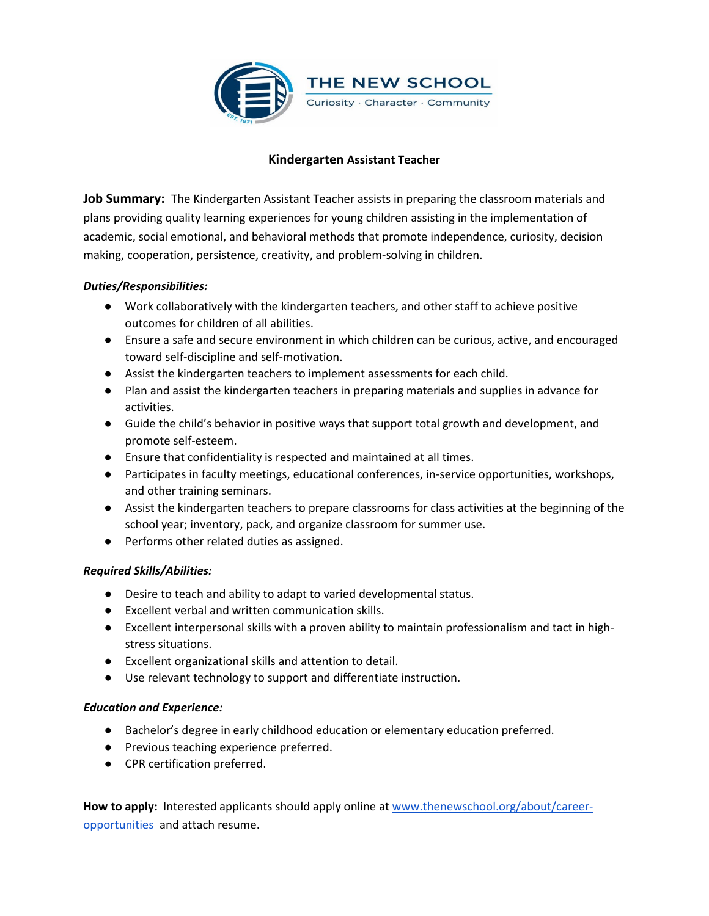THE NEW SCHOOL

Curiosity · Character · Community

# Kindergarten Assistant Teacher

**Job Summary:** The Kindergarten Assistant Teacher assists in preparing the classroom materials and plans providing quality learning experiences for young children assisting in the implementation of academic, social emotional, and behavioral methods that promote independence, curiosity, decision making, cooperation, persistence, creativity, and problem-solving in children.

***Duties/Responsibilities:***

- Work collaboratively with the kindergarten teachers, and other staff to achieve positive outcomes for children of all abilities.
- Ensure a safe and secure environment in which children can be curious, active, and encouraged toward self-discipline and self-motivation.
- Assist the kindergarten teachers to implement assessments for each child.
- Plan and assist the kindergarten teachers in preparing materials and supplies in advance for activities.
- Guide the child's behavior in positive ways that support total growth and development, and promote self-esteem.
- Ensure that confidentiality is respected and maintained at all times.
- Participates in faculty meetings, educational conferences, in-service opportunities, workshops, and other training seminars.
- Assist the kindergarten teachers to prepare classrooms for class activities at the beginning of the school year; inventory, pack, and organize classroom for summer use.
- Performs other related duties as assigned.

***Required Skills/Abilities:***

- Desire to teach and ability to adapt to varied developmental status.
- Excellent verbal and written communication skills.
- Excellent interpersonal skills with a proven ability to maintain professionalism and tact in high-stress situations.
- Excellent organizational skills and attention to detail.
- Use relevant technology to support and differentiate instruction.

***Education and Experience:***

- Bachelor's degree in early childhood education or elementary education preferred.
- Previous teaching experience preferred.
- CPR certification preferred.

**How to apply:** Interested applicants should apply online at [www.thenewschool.org/about/career-opportunities](www.thenewschool.org/about/career-opportunities) and attach resume.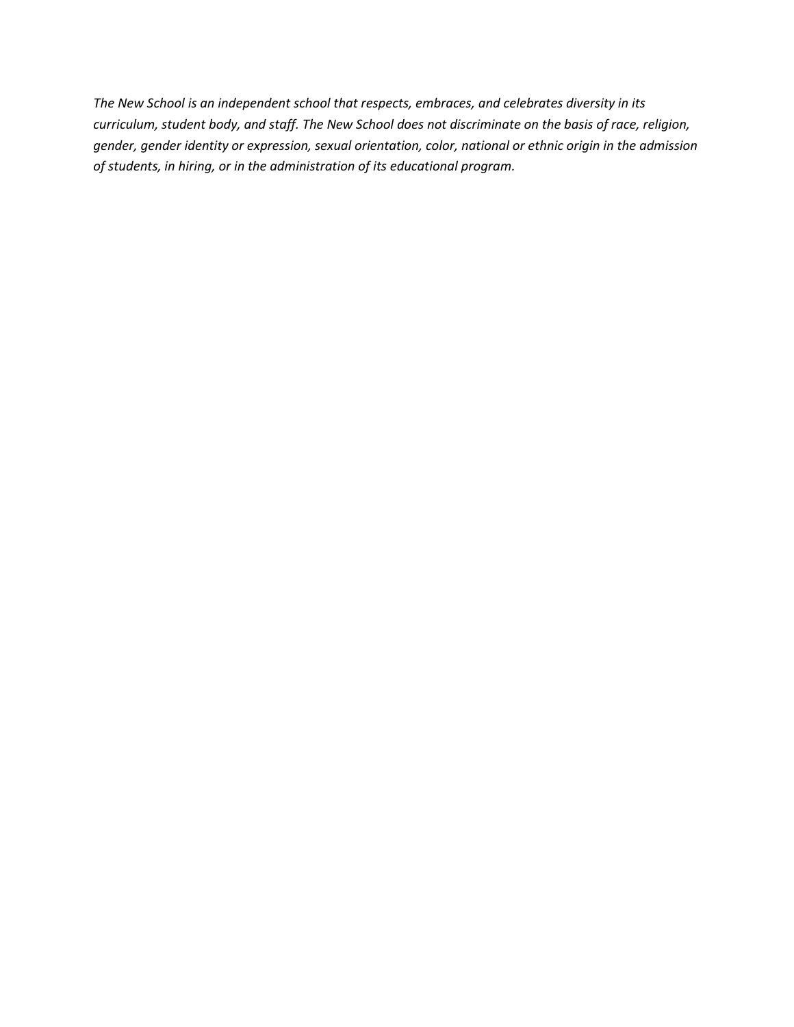*The New School is an independent school that respects, embraces, and celebrates diversity in its curriculum, student body, and staff. The New School does not discriminate on the basis of race, religion, gender, gender identity or expression, sexual orientation, color, national or ethnic origin in the admission of students, in hiring, or in the administration of its educational program.*